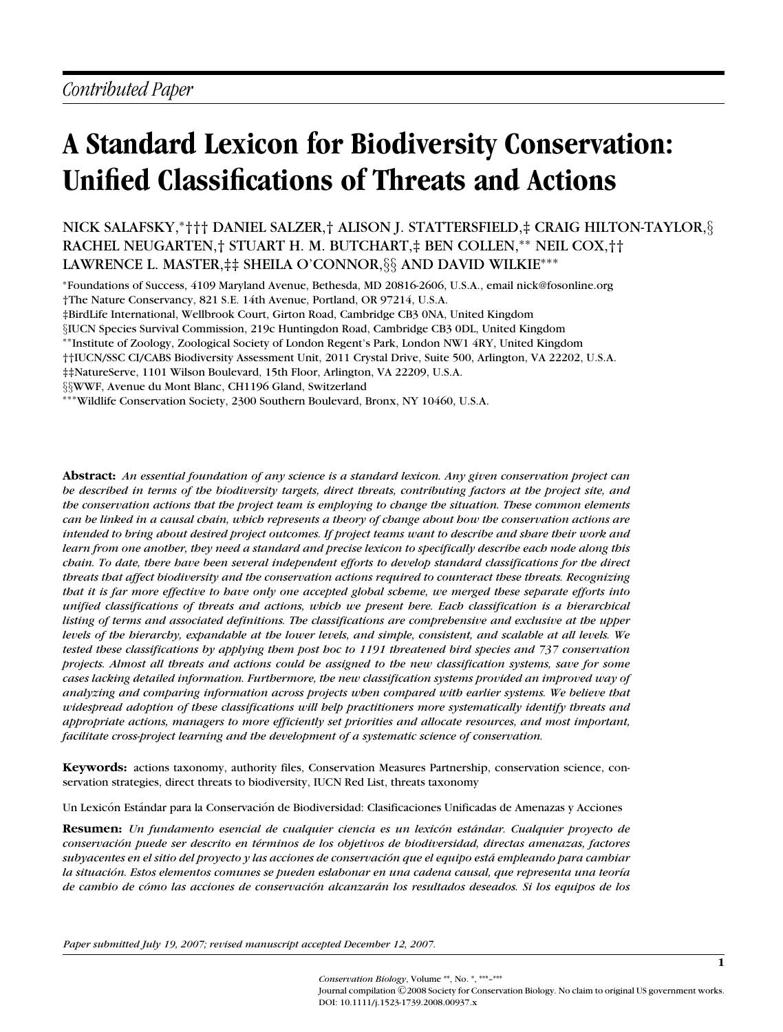*Contributed Paper*

# A Standard Lexicon for Biodiversity Conservation: Unified Classifications of Threats and Actions

NICK SALAFSKY,[∗†††] DANIEL SALZER,[†] ALISON J. STATTERSFIELD,[‡] CRAIG HILTON-TAYLOR,[§] RACHEL NEUGARTEN,[†] STUART H. M. BUTCHART,[‡] BEN COLLEN,[∗∗] NEIL COX,[††] LAWRENCE L. MASTER,[‡‡] SHEILA O'CONNOR,[§§] AND DAVID WILKIE[∗∗∗]

[∗]Foundations of Success, 4109 Maryland Avenue, Bethesda, MD 20816-2606, U.S.A., email nick@fosonline.org

[†]The Nature Conservancy, 821 S.E. 14th Avenue, Portland, OR 97214, U.S.A.

[‡]BirdLife International, Wellbrook Court, Girton Road, Cambridge CB3 0NA, United Kingdom

[§]IUCN Species Survival Commission, 219c Huntingdon Road, Cambridge CB3 0DL, United Kingdom

[∗∗]Institute of Zoology, Zoological Society of London Regent's Park, London NW1 4RY, United Kingdom

[††]IUCN/SSC CI/CABS Biodiversity Assessment Unit, 2011 Crystal Drive, Suite 500, Arlington, VA 22202, U.S.A.

[‡‡]NatureServe, 1101 Wilson Boulevard, 15th Floor, Arlington, VA 22209, U.S.A.

[§§]WWF, Avenue du Mont Blanc, CH1196 Gland, Switzerland

[∗∗∗]Wildlife Conservation Society, 2300 Southern Boulevard, Bronx, NY 10460, U.S.A.

**Abstract:** *An essential foundation of any science is a standard lexicon. Any given conservation project can be described in terms of the biodiversity targets, direct threats, contributing factors at the project site, and the conservation actions that the project team is employing to change the situation. These common elements can be linked in a causal chain, which represents a theory of change about how the conservation actions are intended to bring about desired project outcomes. If project teams want to describe and share their work and learn from one another, they need a standard and precise lexicon to specifically describe each node along this chain. To date, there have been several independent efforts to develop standard classifications for the direct threats that affect biodiversity and the conservation actions required to counteract these threats. Recognizing that it is far more effective to have only one accepted global scheme, we merged these separate efforts into unified classifications of threats and actions, which we present here. Each classification is a hierarchical listing of terms and associated definitions. The classifications are comprehensive and exclusive at the upper levels of the hierarchy, expandable at the lower levels, and simple, consistent, and scalable at all levels. We tested these classifications by applying them post hoc to 1191 threatened bird species and 737 conservation projects. Almost all threats and actions could be assigned to the new classification systems, save for some cases lacking detailed information. Furthermore, the new classification systems provided an improved way of analyzing and comparing information across projects when compared with earlier systems. We believe that widespread adoption of these classifications will help practitioners more systematically identify threats and appropriate actions, managers to more efficiently set priorities and allocate resources, and most important, facilitate cross-project learning and the development of a systematic science of conservation.*

**Keywords:** actions taxonomy, authority files, Conservation Measures Partnership, conservation science, conservation strategies, direct threats to biodiversity, IUCN Red List, threats taxonomy

Un Lexicón Estándar para la Conservación de Biodiversidad: Clasificaciones Unificadas de Amenazas y Acciones

**Resumen:** *Un fundamento esencial de cualquier ciencia es un lexicón estándar. Cualquier proyecto de conservación puede ser descrito en términos de los objetivos de biodiversidad, directas amenazas, factores subyacentes en el sitio del proyecto y las acciones de conservación que el equipo está empleando para cambiar la situación. Estos elementos comunes se pueden eslabonar en una cadena causal, que representa una teoría de cambio de cómo las acciones de conservación alcanzarán los resultados deseados. Si los equipos de los*

*Paper submitted July 19, 2007; revised manuscript accepted December 12, 2007.*

Journal compilation ©2008 Society for Conservation Biology. No claim to original US government works.
DOI: 10.1111/j.1523-1739.2008.00937.x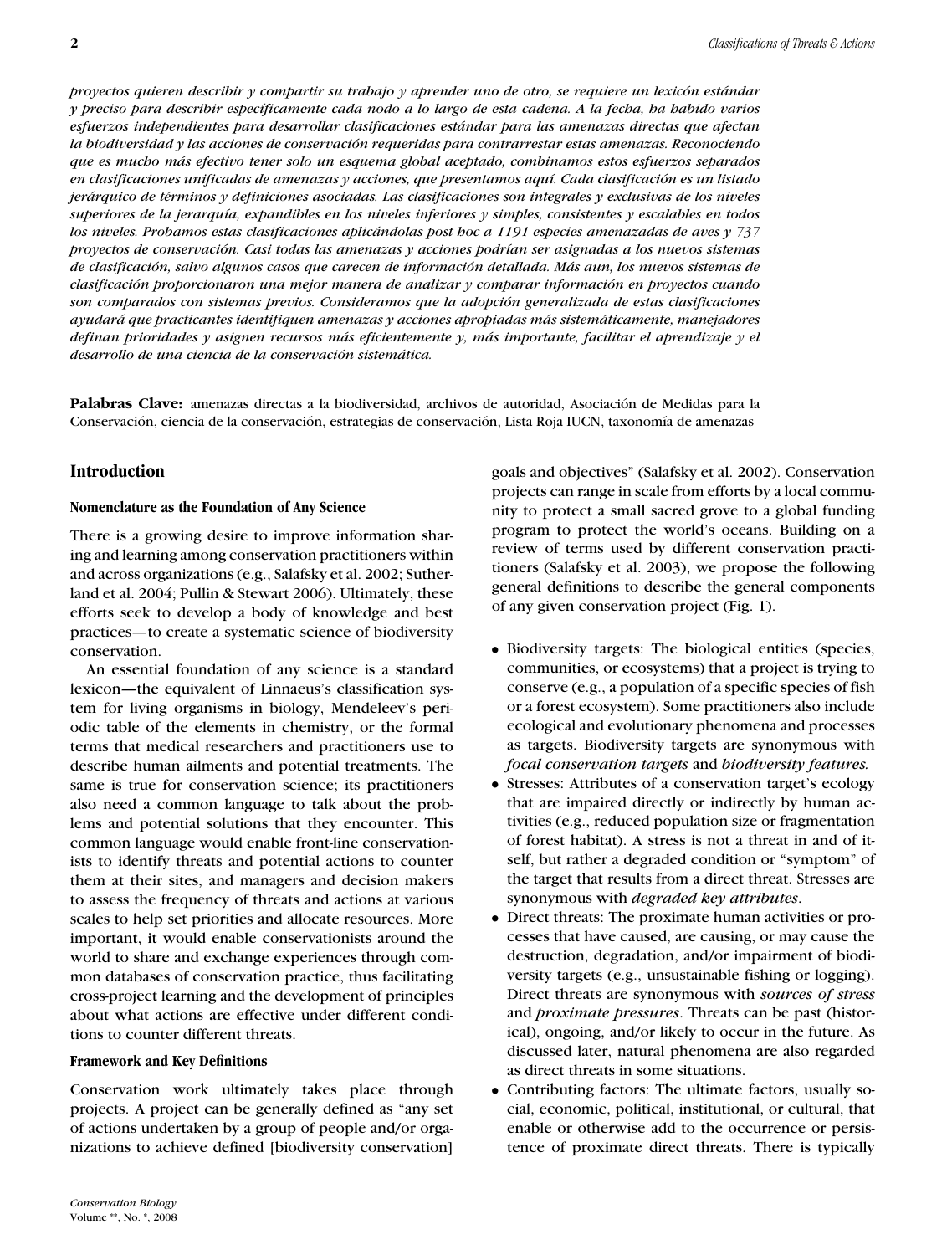*proyectos quieren describir y compartir su trabajo y aprender uno de otro, se requiere un lexicón estándar y preciso para describir específicamente cada nodo a lo largo de esta cadena. A la fecha, ha habido varios esfuerzos independientes para desarrollar clasificaciones estándar para las amenazas directas que afectan la biodiversidad y las acciones de conservación requeridas para contrarrestar estas amenazas. Reconociendo que es mucho más efectivo tener solo un esquema global aceptado, combinamos estos esfuerzos separados en clasificaciones unificadas de amenazas y acciones, que presentamos aquí. Cada clasificación es un listado jerárquico de términos y definiciones asociadas. Las clasificaciones son integrales y exclusivas de los niveles superiores de la jerarquía, expandibles en los niveles inferiores y simples, consistentes y escalables en todos los niveles. Probamos estas clasificaciones aplicándolas post hoc a 1191 especies amenazadas de aves y 737 proyectos de conservación. Casi todas las amenazas y acciones podrían ser asignadas a los nuevos sistemas de clasificación, salvo algunos casos que carecen de información detallada. Más aun, los nuevos sistemas de clasificación proporcionaron una mejor manera de analizar y comparar información en proyectos cuando son comparados con sistemas previos. Consideramos que la adopción generalizada de estas clasificaciones ayudará que practicantes identifiquen amenazas y acciones apropiadas más sistemáticamente, manejadores definan prioridades y asignen recursos más eficientemente y, más importante, facilitar el aprendizaje y el desarrollo de una ciencia de la conservación sistemática.*

**Palabras Clave:** amenazas directas a la biodiversidad, archivos de autoridad, Asociación de Medidas para la Conservación, ciencia de la conservación, estrategias de conservación, Lista Roja IUCN, taxonomía de amenazas

## Introduction

### Nomenclature as the Foundation of Any Science

There is a growing desire to improve information sharing and learning among conservation practitioners within and across organizations (e.g., Salafsky et al. 2002; Sutherland et al. 2004; Pullin & Stewart 2006). Ultimately, these efforts seek to develop a body of knowledge and best practices—to create a systematic science of biodiversity conservation.

An essential foundation of any science is a standard lexicon—the equivalent of Linnaeus's classification system for living organisms in biology, Mendeleev's periodic table of the elements in chemistry, or the formal terms that medical researchers and practitioners use to describe human ailments and potential treatments. The same is true for conservation science; its practitioners also need a common language to talk about the problems and potential solutions that they encounter. This common language would enable front-line conservationists to identify threats and potential actions to counter them at their sites, and managers and decision makers to assess the frequency of threats and actions at various scales to help set priorities and allocate resources. More important, it would enable conservationists around the world to share and exchange experiences through common databases of conservation practice, thus facilitating cross-project learning and the development of principles about what actions are effective under different conditions to counter different threats.

### Framework and Key Definitions

Conservation work ultimately takes place through projects. A project can be generally defined as "any set of actions undertaken by a group of people and/or organizations to achieve defined [biodiversity conservation] goals and objectives" (Salafsky et al. 2002). Conservation projects can range in scale from efforts by a local community to protect a small sacred grove to a global funding program to protect the world's oceans. Building on a review of terms used by different conservation practitioners (Salafsky et al. 2003), we propose the following general definitions to describe the general components of any given conservation project (Fig. 1).

- Biodiversity targets: The biological entities (species, communities, or ecosystems) that a project is trying to conserve (e.g., a population of a specific species of fish or a forest ecosystem). Some practitioners also include ecological and evolutionary phenomena and processes as targets. Biodiversity targets are synonymous with *focal conservation targets* and *biodiversity features*.
- Stresses: Attributes of a conservation target's ecology that are impaired directly or indirectly by human activities (e.g., reduced population size or fragmentation of forest habitat). A stress is not a threat in and of itself, but rather a degraded condition or "symptom" of the target that results from a direct threat. Stresses are synonymous with *degraded key attributes*.
- Direct threats: The proximate human activities or processes that have caused, are causing, or may cause the destruction, degradation, and/or impairment of biodiversity targets (e.g., unsustainable fishing or logging). Direct threats are synonymous with *sources of stress* and *proximate pressures*. Threats can be past (historical), ongoing, and/or likely to occur in the future. As discussed later, natural phenomena are also regarded as direct threats in some situations.
- Contributing factors: The ultimate factors, usually social, economic, political, institutional, or cultural, that enable or otherwise add to the occurrence or persistence of proximate direct threats. There is typically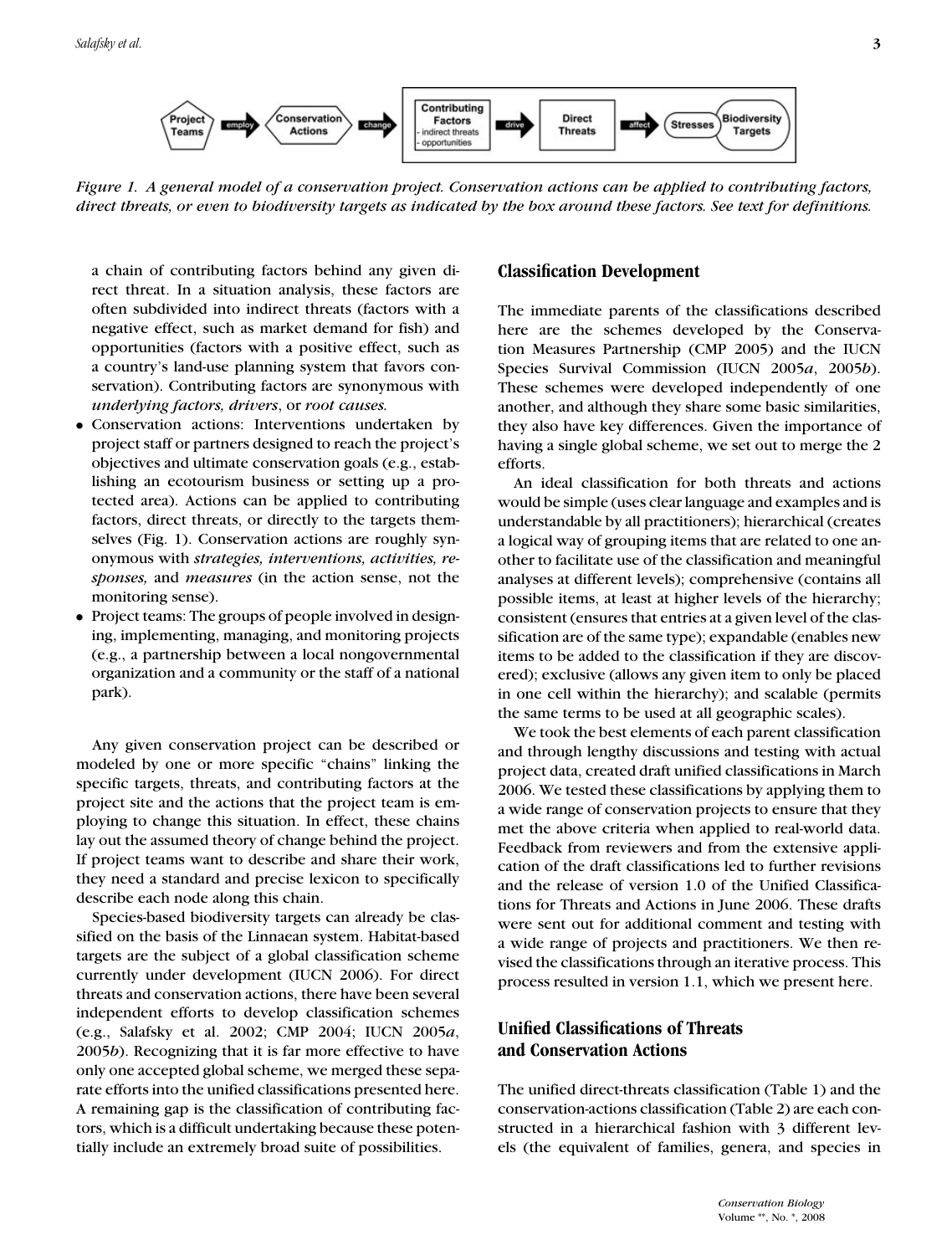Project Teams
employ
Conservation Actions
change
Contributing Factors
- indirect threats
- opportunities
drive
Direct Threats
affect
Stresses
Biodiversity Targets

*Figure 1. A general model of a conservation project. Conservation actions can be applied to contributing factors, direct threats, or even to biodiversity targets as indicated by the box around these factors. See text for definitions.*

a chain of contributing factors behind any given direct threat. In a situation analysis, these factors are often subdivided into indirect threats (factors with a negative effect, such as market demand for fish) and opportunities (factors with a positive effect, such as a country's land-use planning system that favors conservation). Contributing factors are synonymous with *underlying factors, drivers*, or *root causes.*

- Conservation actions: Interventions undertaken by project staff or partners designed to reach the project's objectives and ultimate conservation goals (e.g., establishing an ecotourism business or setting up a protected area). Actions can be applied to contributing factors, direct threats, or directly to the targets themselves (Fig. 1). Conservation actions are roughly synonymous with *strategies, interventions, activities, responses,* and *measures* (in the action sense, not the monitoring sense).
- Project teams: The groups of people involved in designing, implementing, managing, and monitoring projects (e.g., a partnership between a local nongovernmental organization and a community or the staff of a national park).

Any given conservation project can be described or modeled by one or more specific "chains" linking the specific targets, threats, and contributing factors at the project site and the actions that the project team is employing to change this situation. In effect, these chains lay out the assumed theory of change behind the project. If project teams want to describe and share their work, they need a standard and precise lexicon to specifically describe each node along this chain.

Species-based biodiversity targets can already be classified on the basis of the Linnaean system. Habitat-based targets are the subject of a global classification scheme currently under development (IUCN 2006). For direct threats and conservation actions, there have been several independent efforts to develop classification schemes (e.g., Salafsky et al. 2002; CMP 2004; IUCN 2005*a*, 2005*b*). Recognizing that it is far more effective to have only one accepted global scheme, we merged these separate efforts into the unified classifications presented here. A remaining gap is the classification of contributing factors, which is a difficult undertaking because these potentially include an extremely broad suite of possibilities.

## Classification Development

The immediate parents of the classifications described here are the schemes developed by the Conservation Measures Partnership (CMP 2005) and the IUCN Species Survival Commission (IUCN 2005*a*, 2005*b*). These schemes were developed independently of one another, and although they share some basic similarities, they also have key differences. Given the importance of having a single global scheme, we set out to merge the 2 efforts.

An ideal classification for both threats and actions would be simple (uses clear language and examples and is understandable by all practitioners); hierarchical (creates a logical way of grouping items that are related to one another to facilitate use of the classification and meaningful analyses at different levels); comprehensive (contains all possible items, at least at higher levels of the hierarchy; consistent (ensures that entries at a given level of the classification are of the same type); expandable (enables new items to be added to the classification if they are discovered); exclusive (allows any given item to only be placed in one cell within the hierarchy); and scalable (permits the same terms to be used at all geographic scales).

We took the best elements of each parent classification and through lengthy discussions and testing with actual project data, created draft unified classifications in March 2006. We tested these classifications by applying them to a wide range of conservation projects to ensure that they met the above criteria when applied to real-world data. Feedback from reviewers and from the extensive application of the draft classifications led to further revisions and the release of version 1.0 of the Unified Classifications for Threats and Actions in June 2006. These drafts were sent out for additional comment and testing with a wide range of projects and practitioners. We then revised the classifications through an iterative process. This process resulted in version 1.1, which we present here.

## Unified Classifications of Threats and Conservation Actions

The unified direct-threats classification (Table 1) and the conservation-actions classification (Table 2) are each constructed in a hierarchical fashion with 3 different levels (the equivalent of families, genera, and species in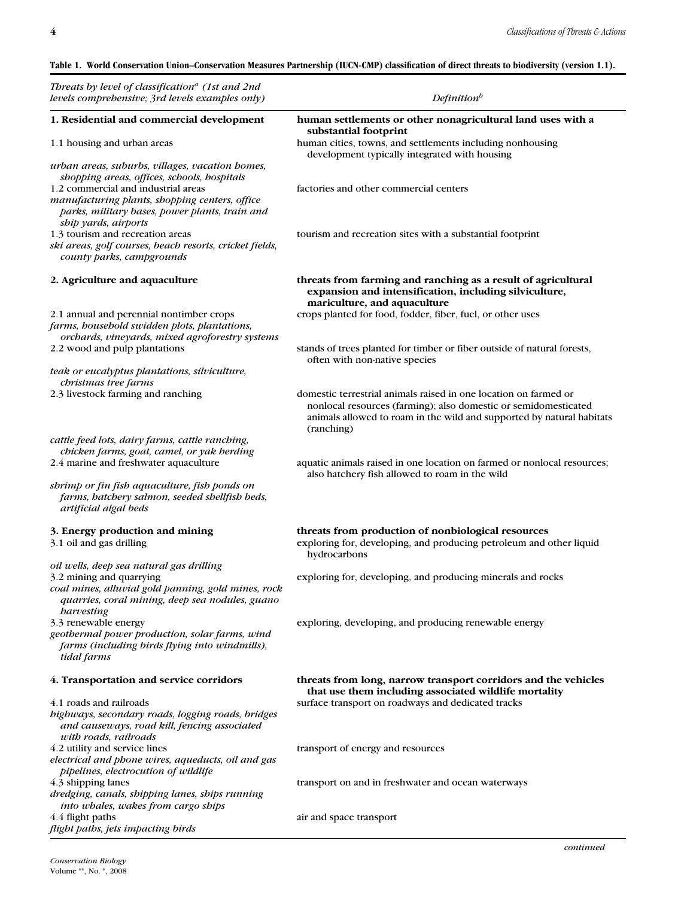**Table 1. World Conservation Union–Conservation Measures Partnership (IUCN-CMP) classification of direct threats to biodiversity (version 1.1).**

| *Threats by level of classification[a] (1st and 2nd levels comprehensive; 3rd levels examples only)* | *Definition[b]* |
|---|---|
| **1. Residential and commercial development** | **human settlements or other nonagricultural land uses with a substantial footprint** |
| 1.1 housing and urban areas | human cities, towns, and settlements including nonhousing development typically integrated with housing |
| *urban areas, suburbs, villages, vacation homes, shopping areas, offices, schools, hospitals* | |
| 1.2 commercial and industrial areas | factories and other commercial centers |
| *manufacturing plants, shopping centers, office parks, military bases, power plants, train and ship yards, airports* | |
| 1.3 tourism and recreation areas | tourism and recreation sites with a substantial footprint |
| *ski areas, golf courses, beach resorts, cricket fields, county parks, campgrounds* | |
| **2. Agriculture and aquaculture** | **threats from farming and ranching as a result of agricultural expansion and intensification, including silviculture, mariculture, and aquaculture** |
| 2.1 annual and perennial nontimber crops | crops planted for food, fodder, fiber, fuel, or other uses |
| *farms, household swidden plots, plantations, orchards, vineyards, mixed agroforestry systems* | |
| 2.2 wood and pulp plantations | stands of trees planted for timber or fiber outside of natural forests, often with non-native species |
| *teak or eucalyptus plantations, silviculture, christmas tree farms* | |
| 2.3 livestock farming and ranching | domestic terrestrial animals raised in one location on farmed or nonlocal resources (farming); also domestic or semidomesticated animals allowed to roam in the wild and supported by natural habitats (ranching) |
| *cattle feed lots, dairy farms, cattle ranching, chicken farms, goat, camel, or yak herding* | |
| 2.4 marine and freshwater aquaculture | aquatic animals raised in one location on farmed or nonlocal resources; also hatchery fish allowed to roam in the wild |
| *shrimp or fin fish aquaculture, fish ponds on farms, hatchery salmon, seeded shellfish beds, artificial algal beds* | |
| **3. Energy production and mining** | **threats from production of nonbiological resources** |
| 3.1 oil and gas drilling | exploring for, developing, and producing petroleum and other liquid hydrocarbons |
| *oil wells, deep sea natural gas drilling* | |
| 3.2 mining and quarrying | exploring for, developing, and producing minerals and rocks |
| *coal mines, alluvial gold panning, gold mines, rock quarries, coral mining, deep sea nodules, guano harvesting* | |
| 3.3 renewable energy | exploring, developing, and producing renewable energy |
| *geothermal power production, solar farms, wind farms (including birds flying into windmills), tidal farms* | |
| **4. Transportation and service corridors** | **threats from long, narrow transport corridors and the vehicles that use them including associated wildlife mortality** |
| 4.1 roads and railroads | surface transport on roadways and dedicated tracks |
| *highways, secondary roads, logging roads, bridges and causeways, road kill, fencing associated with roads, railroads* | |
| 4.2 utility and service lines | transport of energy and resources |
| *electrical and phone wires, aqueducts, oil and gas pipelines, electrocution of wildlife* | |
| 4.3 shipping lanes | transport on and in freshwater and ocean waterways |
| *dredging, canals, shipping lanes, ships running into whales, wakes from cargo ships* | |
| 4.4 flight paths | air and space transport |
| *flight paths, jets impacting birds* | |

*continued*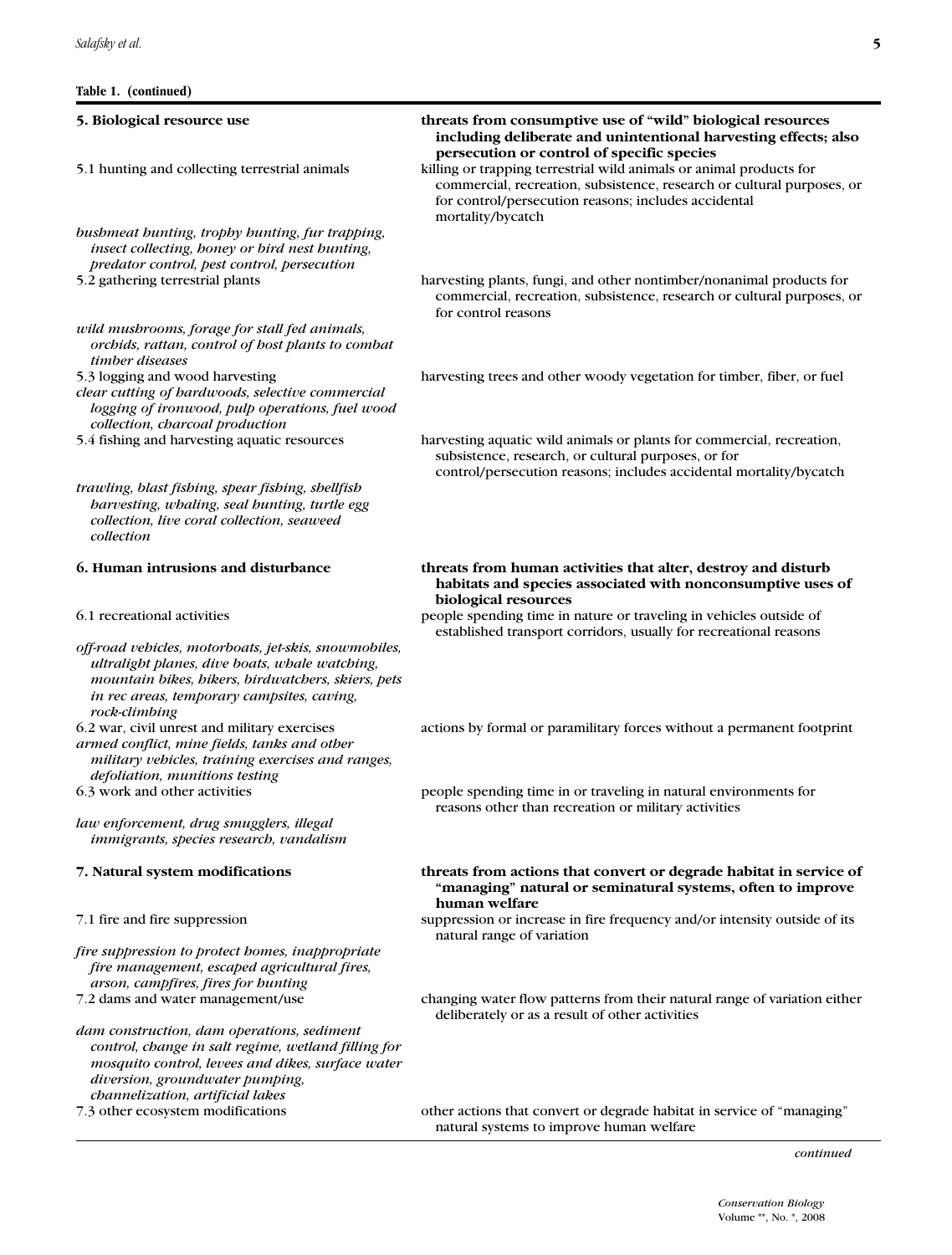**Table 1. (continued)**

| | |
|---|---|
| **5. Biological resource use** | **threats from consumptive use of "wild" biological resources including deliberate and unintentional harvesting effects; also persecution or control of specific species** |
| 5.1 hunting and collecting terrestrial animals | killing or trapping terrestrial wild animals or animal products for commercial, recreation, subsistence, research or cultural purposes, or for control/persecution reasons; includes accidental mortality/bycatch |
| *bushmeat hunting, trophy hunting, fur trapping, insect collecting, honey or bird nest hunting, predator control, pest control, persecution* | |
| 5.2 gathering terrestrial plants | harvesting plants, fungi, and other nontimber/nonanimal products for commercial, recreation, subsistence, research or cultural purposes, or for control reasons |
| *wild mushrooms, forage for stall fed animals, orchids, rattan, control of host plants to combat timber diseases* | |
| 5.3 logging and wood harvesting | harvesting trees and other woody vegetation for timber, fiber, or fuel |
| *clear cutting of hardwoods, selective commercial logging of ironwood, pulp operations, fuel wood collection, charcoal production* | |
| 5.4 fishing and harvesting aquatic resources | harvesting aquatic wild animals or plants for commercial, recreation, subsistence, research, or cultural purposes, or for control/persecution reasons; includes accidental mortality/bycatch |
| *trawling, blast fishing, spear fishing, shellfish harvesting, whaling, seal hunting, turtle egg collection, live coral collection, seaweed collection* | |
| **6. Human intrusions and disturbance** | **threats from human activities that alter, destroy and disturb habitats and species associated with nonconsumptive uses of biological resources** |
| 6.1 recreational activities | people spending time in nature or traveling in vehicles outside of established transport corridors, usually for recreational reasons |
| *off-road vehicles, motorboats, jet-skis, snowmobiles, ultralight planes, dive boats, whale watching, mountain bikes, hikers, birdwatchers, skiers, pets in rec areas, temporary campsites, caving, rock-climbing* | |
| 6.2 war, civil unrest and military exercises | actions by formal or paramilitary forces without a permanent footprint |
| *armed conflict, mine fields, tanks and other military vehicles, training exercises and ranges, defoliation, munitions testing* | |
| 6.3 work and other activities | people spending time in or traveling in natural environments for reasons other than recreation or military activities |
| *law enforcement, drug smugglers, illegal immigrants, species research, vandalism* | |
| **7. Natural system modifications** | **threats from actions that convert or degrade habitat in service of "managing" natural or seminatural systems, often to improve human welfare** |
| 7.1 fire and fire suppression | suppression or increase in fire frequency and/or intensity outside of its natural range of variation |
| *fire suppression to protect homes, inappropriate fire management, escaped agricultural fires, arson, campfires, fires for hunting* | |
| 7.2 dams and water management/use | changing water flow patterns from their natural range of variation either deliberately or as a result of other activities |
| *dam construction, dam operations, sediment control, change in salt regime, wetland filling for mosquito control, levees and dikes, surface water diversion, groundwater pumping, channelization, artificial lakes* | |
| 7.3 other ecosystem modifications | other actions that convert or degrade habitat in service of "managing" natural systems to improve human welfare |

*continued*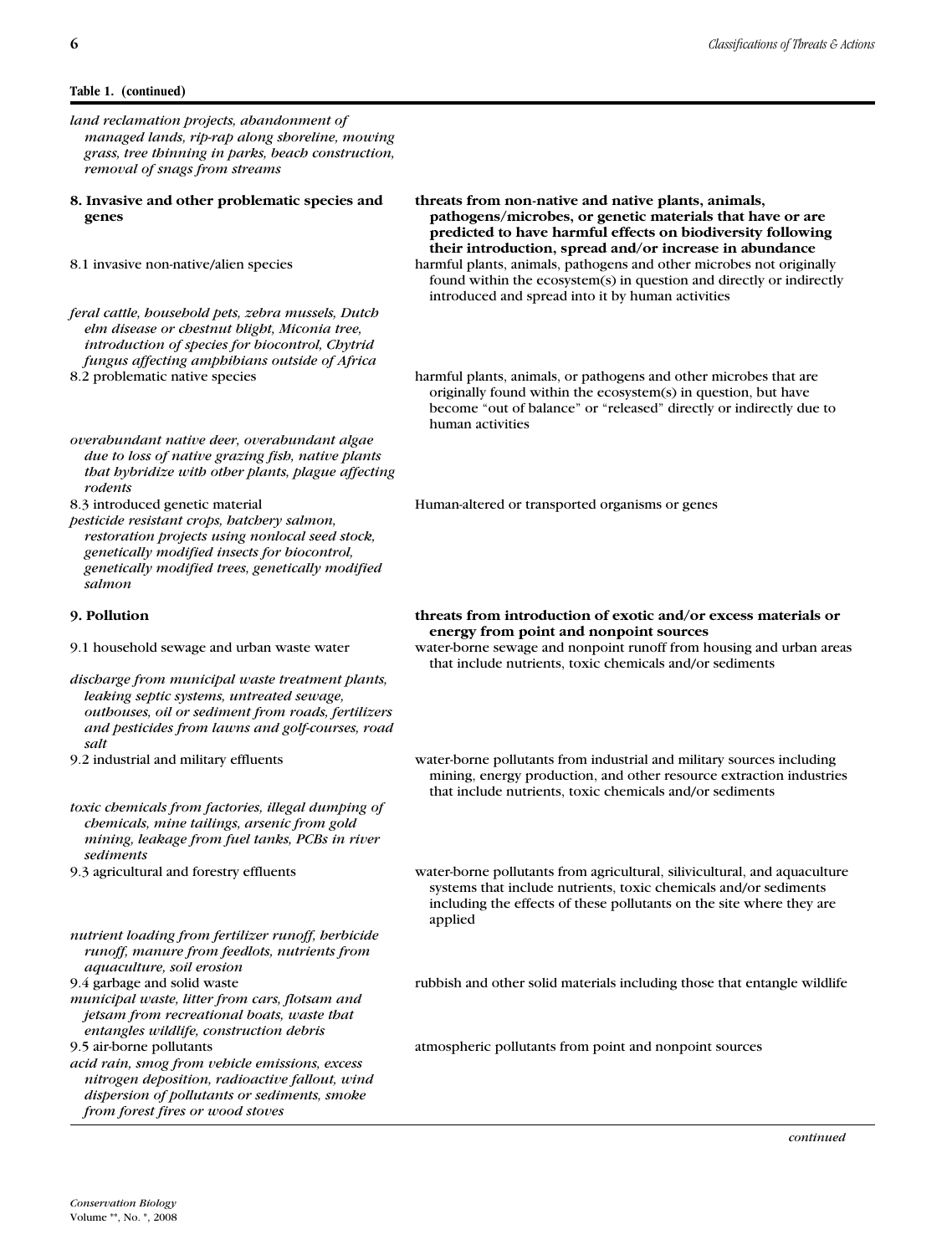**Table 1. (continued)**

| | |
|---|---|
| *land reclamation projects, abandonment of managed lands, rip-rap along shoreline, mowing grass, tree thinning in parks, beach construction, removal of snags from streams* | |
| **8. Invasive and other problematic species and genes** | **threats from non-native and native plants, animals, pathogens/microbes, or genetic materials that have or are predicted to have harmful effects on biodiversity following their introduction, spread and/or increase in abundance** |
| 8.1 invasive non-native/alien species | harmful plants, animals, pathogens and other microbes not originally found within the ecosystem(s) in question and directly or indirectly introduced and spread into it by human activities |
| *feral cattle, household pets, zebra mussels, Dutch elm disease or chestnut blight, Miconia tree, introduction of species for biocontrol, Chytrid fungus affecting amphibians outside of Africa* | |
| 8.2 problematic native species | harmful plants, animals, or pathogens and other microbes that are originally found within the ecosystem(s) in question, but have become “out of balance” or “released” directly or indirectly due to human activities |
| *overabundant native deer, overabundant algae due to loss of native grazing fish, native plants that hybridize with other plants, plague affecting rodents* | |
| 8.3 introduced genetic material | Human-altered or transported organisms or genes |
| *pesticide resistant crops, hatchery salmon, restoration projects using nonlocal seed stock, genetically modified insects for biocontrol, genetically modified trees, genetically modified salmon* | |
| **9. Pollution** | **threats from introduction of exotic and/or excess materials or energy from point and nonpoint sources** |
| 9.1 household sewage and urban waste water | water-borne sewage and nonpoint runoff from housing and urban areas that include nutrients, toxic chemicals and/or sediments |
| *discharge from municipal waste treatment plants, leaking septic systems, untreated sewage, outhouses, oil or sediment from roads, fertilizers and pesticides from lawns and golf-courses, road salt* | |
| 9.2 industrial and military effluents | water-borne pollutants from industrial and military sources including mining, energy production, and other resource extraction industries that include nutrients, toxic chemicals and/or sediments |
| *toxic chemicals from factories, illegal dumping of chemicals, mine tailings, arsenic from gold mining, leakage from fuel tanks, PCBs in river sediments* | |
| 9.3 agricultural and forestry effluents | water-borne pollutants from agricultural, silivicultural, and aquaculture systems that include nutrients, toxic chemicals and/or sediments including the effects of these pollutants on the site where they are applied |
| *nutrient loading from fertilizer runoff, herbicide runoff, manure from feedlots, nutrients from aquaculture, soil erosion* | |
| 9.4 garbage and solid waste | rubbish and other solid materials including those that entangle wildlife |
| *municipal waste, litter from cars, flotsam and jetsam from recreational boats, waste that entangles wildlife, construction debris* | |
| 9.5 air-borne pollutants | atmospheric pollutants from point and nonpoint sources |
| *acid rain, smog from vehicle emissions, excess nitrogen deposition, radioactive fallout, wind dispersion of pollutants or sediments, smoke from forest fires or wood stoves* | |

*continued*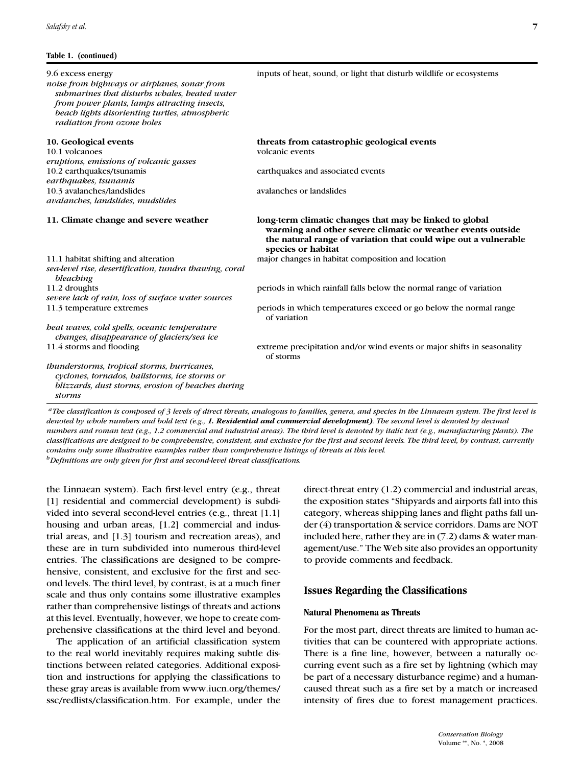**Table 1. (continued)**

| | |
|---|---|
| 9.6 excess energy<br>*noise from highways or airplanes, sonar from submarines that disturbs whales, heated water from power plants, lamps attracting insects, beach lights disorienting turtles, atmospheric radiation from ozone holes* | inputs of heat, sound, or light that disturb wildlife or ecosystems |
| **10. Geological events** | **threats from catastrophic geological events** |
| 10.1 volcanoes<br>*eruptions, emissions of volcanic gasses* | volcanic events |
| 10.2 earthquakes/tsunamis<br>*earthquakes, tsunamis* | earthquakes and associated events |
| 10.3 avalanches/landslides<br>*avalanches, landslides, mudslides* | avalanches or landslides |
| **11. Climate change and severe weather** | **long-term climatic changes that may be linked to global warming and other severe climatic or weather events outside the natural range of variation that could wipe out a vulnerable species or habitat** |
| 11.1 habitat shifting and alteration<br>*sea-level rise, desertification, tundra thawing, coral bleaching* | major changes in habitat composition and location |
| 11.2 droughts<br>*severe lack of rain, loss of surface water sources* | periods in which rainfall falls below the normal range of variation |
| 11.3 temperature extremes<br>*heat waves, cold spells, oceanic temperature changes, disappearance of glaciers/sea ice* | periods in which temperatures exceed or go below the normal range of variation |
| 11.4 storms and flooding<br>*thunderstorms, tropical storms, hurricanes, cyclones, tornados, hailstorms, ice storms or blizzards, dust storms, erosion of beaches during storms* | extreme precipitation and/or wind events or major shifts in seasonality of storms |

[a] *The classification is composed of 3 levels of direct threats, analogous to families, genera, and species in the Linnaean system. The first level is denoted by whole numbers and bold text (e.g.,* ***1. Residential and commercial development****). The second level is denoted by decimal numbers and roman text (e.g., 1.2 commercial and industrial areas). The third level is denoted by italic text (e.g., manufacturing plants). The classifications are designed to be comprehensive, consistent, and exclusive for the first and second levels. The third level, by contrast, currently contains only some illustrative examples rather than comprehensive listings of threats at this level.*

[b] *Definitions are only given for first and second-level threat classifications.*

the Linnaean system). Each first-level entry (e.g., threat [1] residential and commercial development) is subdivided into several second-level entries (e.g., threat [1.1] housing and urban areas, [1.2] commercial and industrial areas, and [1.3] tourism and recreation areas), and these are in turn subdivided into numerous third-level entries. The classifications are designed to be comprehensive, consistent, and exclusive for the first and second levels. The third level, by contrast, is at a much finer scale and thus only contains some illustrative examples rather than comprehensive listings of threats and actions at this level. Eventually, however, we hope to create comprehensive classifications at the third level and beyond.

The application of an artificial classification system to the real world inevitably requires making subtle distinctions between related categories. Additional exposition and instructions for applying the classifications to these gray areas is available from www.iucn.org/themes/ssc/redlists/classification.htm. For example, under the direct-threat entry (1.2) commercial and industrial areas, the exposition states "Shipyards and airports fall into this category, whereas shipping lanes and flight paths fall under (4) transportation & service corridors. Dams are NOT included here, rather they are in (7.2) dams & water management/use." The Web site also provides an opportunity to provide comments and feedback.

## Issues Regarding the Classifications

### Natural Phenomena as Threats

For the most part, direct threats are limited to human activities that can be countered with appropriate actions. There is a fine line, however, between a naturally occurring event such as a fire set by lightning (which may be part of a necessary disturbance regime) and a human-caused threat such as a fire set by a match or increased intensity of fires due to forest management practices.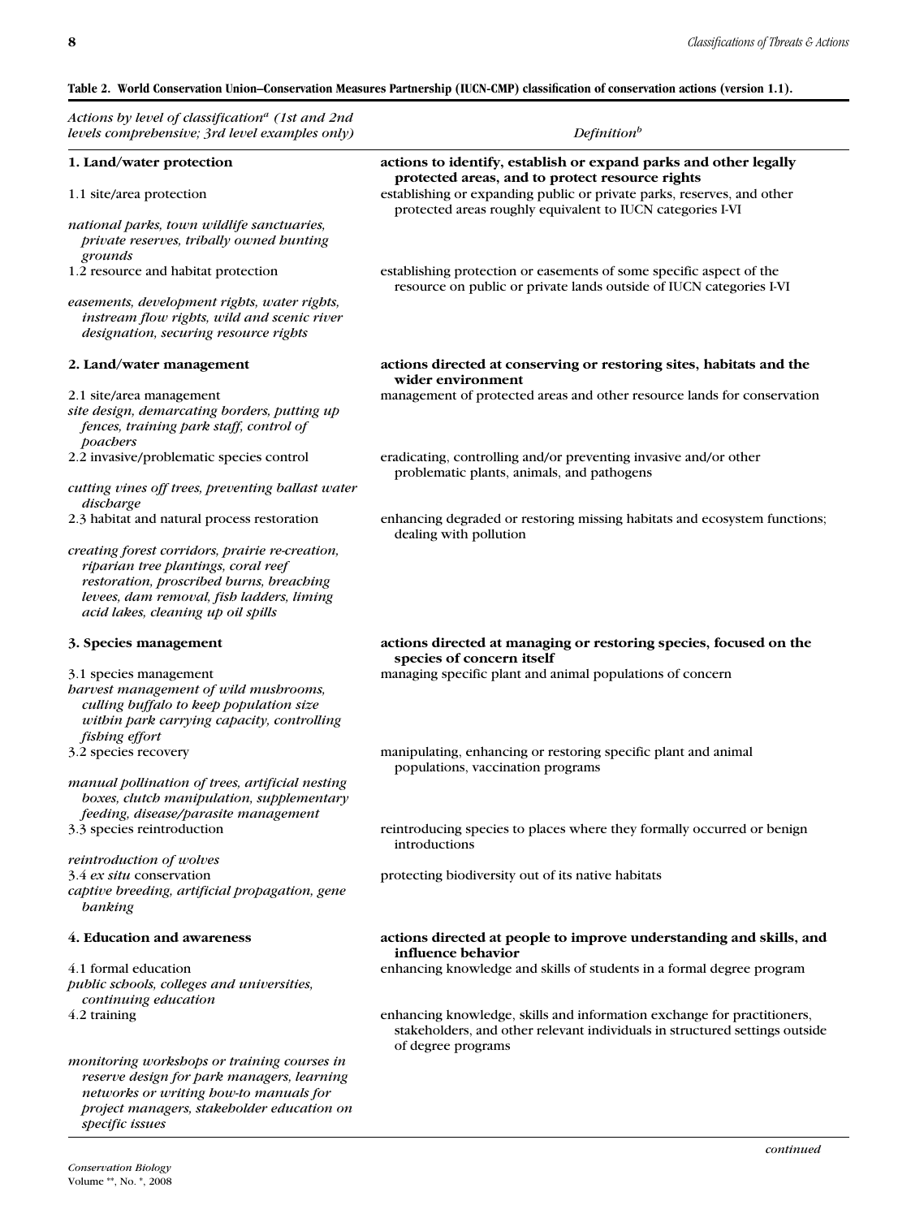**Table 2. World Conservation Union–Conservation Measures Partnership (IUCN-CMP) classification of conservation actions (version 1.1).**

| *Actions by level of classification[a] (1st and 2nd levels comprehensive; 3rd level examples only)* | *Definition[b]* |
|---|---|
| **1. Land/water protection** | **actions to identify, establish or expand parks and other legally protected areas, and to protect resource rights** |
| 1.1 site/area protection | establishing or expanding public or private parks, reserves, and other protected areas roughly equivalent to IUCN categories I-VI |
| *national parks, town wildlife sanctuaries, private reserves, tribally owned hunting grounds* | |
| 1.2 resource and habitat protection | establishing protection or easements of some specific aspect of the resource on public or private lands outside of IUCN categories I-VI |
| *easements, development rights, water rights, instream flow rights, wild and scenic river designation, securing resource rights* | |
| **2. Land/water management** | **actions directed at conserving or restoring sites, habitats and the wider environment** |
| 2.1 site/area management | management of protected areas and other resource lands for conservation |
| *site design, demarcating borders, putting up fences, training park staff, control of poachers* | |
| 2.2 invasive/problematic species control | eradicating, controlling and/or preventing invasive and/or other problematic plants, animals, and pathogens |
| *cutting vines off trees, preventing ballast water discharge* | |
| 2.3 habitat and natural process restoration | enhancing degraded or restoring missing habitats and ecosystem functions; dealing with pollution |
| *creating forest corridors, prairie re-creation, riparian tree plantings, coral reef restoration, proscribed burns, breaching levees, dam removal, fish ladders, liming acid lakes, cleaning up oil spills* | |
| **3. Species management** | **actions directed at managing or restoring species, focused on the species of concern itself** |
| 3.1 species management | managing specific plant and animal populations of concern |
| *harvest management of wild mushrooms, culling buffalo to keep population size within park carrying capacity, controlling fishing effort* | |
| 3.2 species recovery | manipulating, enhancing or restoring specific plant and animal populations, vaccination programs |
| *manual pollination of trees, artificial nesting boxes, clutch manipulation, supplementary feeding, disease/parasite management* | |
| 3.3 species reintroduction | reintroducing species to places where they formally occurred or benign introductions |
| *reintroduction of wolves* | |
| 3.4 *ex situ* conservation | protecting biodiversity out of its native habitats |
| *captive breeding, artificial propagation, gene banking* | |
| **4. Education and awareness** | **actions directed at people to improve understanding and skills, and influence behavior** |
| 4.1 formal education | enhancing knowledge and skills of students in a formal degree program |
| *public schools, colleges and universities, continuing education* | |
| 4.2 training | enhancing knowledge, skills and information exchange for practitioners, stakeholders, and other relevant individuals in structured settings outside of degree programs |
| *monitoring workshops or training courses in reserve design for park managers, learning networks or writing how-to manuals for project managers, stakeholder education on specific issues* | |

*continued*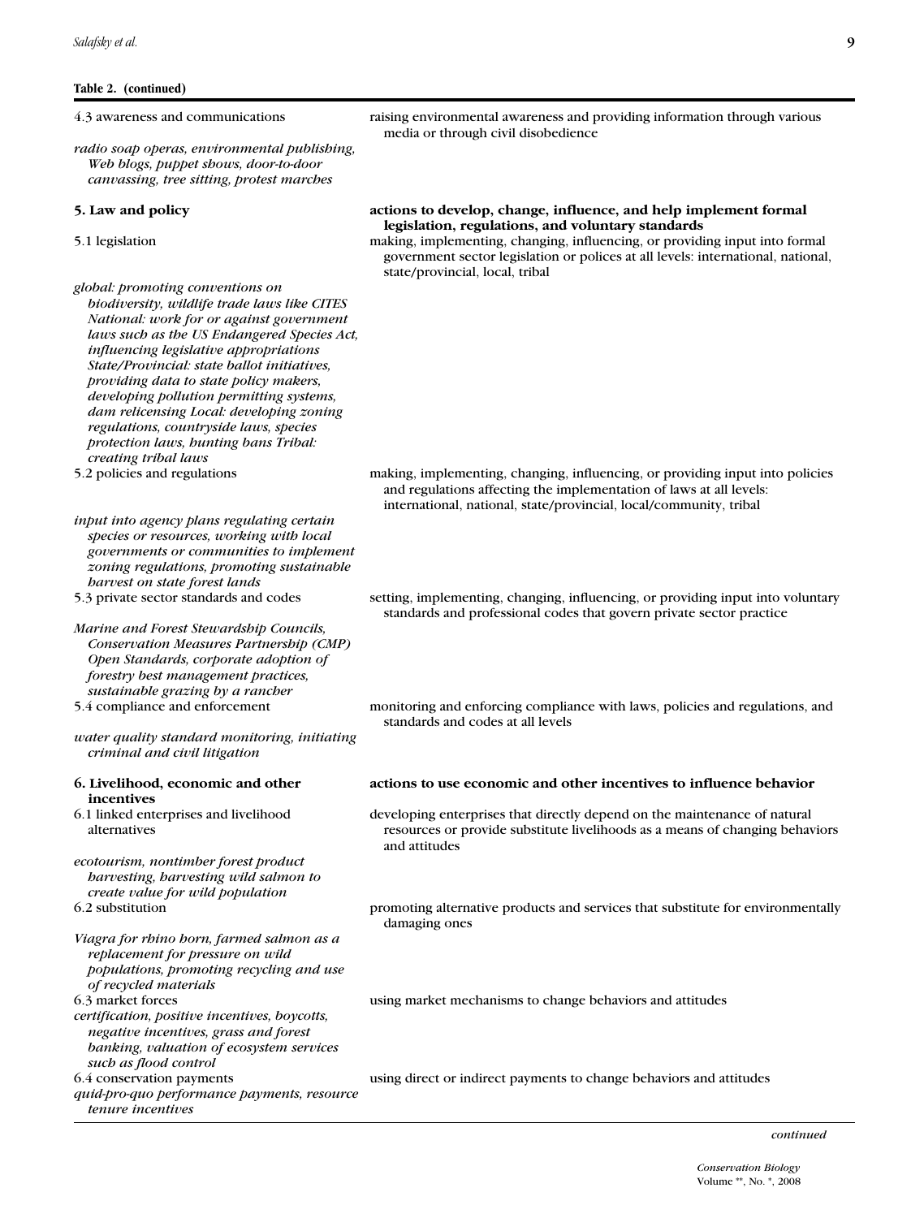**Table 2. (continued)**

| | |
|---|---|
| 4.3 awareness and communications<br>*radio soap operas, environmental publishing, Web blogs, puppet shows, door-to-door canvassing, tree sitting, protest marches* | raising environmental awareness and providing information through various media or through civil disobedience |
| **5. Law and policy** | **actions to develop, change, influence, and help implement formal legislation, regulations, and voluntary standards** |
| 5.1 legislation<br>*global: promoting conventions on biodiversity, wildlife trade laws like CITES National: work for or against government laws such as the US Endangered Species Act, influencing legislative appropriations State/Provincial: state ballot initiatives, providing data to state policy makers, developing pollution permitting systems, dam relicensing Local: developing zoning regulations, countryside laws, species protection laws, hunting bans Tribal: creating tribal laws* | making, implementing, changing, influencing, or providing input into formal government sector legislation or polices at all levels: international, national, state/provincial, local, tribal |
| 5.2 policies and regulations<br>*input into agency plans regulating certain species or resources, working with local governments or communities to implement zoning regulations, promoting sustainable harvest on state forest lands* | making, implementing, changing, influencing, or providing input into policies and regulations affecting the implementation of laws at all levels: international, national, state/provincial, local/community, tribal |
| 5.3 private sector standards and codes<br>*Marine and Forest Stewardship Councils, Conservation Measures Partnership (CMP) Open Standards, corporate adoption of forestry best management practices, sustainable grazing by a rancher* | setting, implementing, changing, influencing, or providing input into voluntary standards and professional codes that govern private sector practice |
| 5.4 compliance and enforcement<br>*water quality standard monitoring, initiating criminal and civil litigation* | monitoring and enforcing compliance with laws, policies and regulations, and standards and codes at all levels |
| **6. Livelihood, economic and other incentives** | **actions to use economic and other incentives to influence behavior** |
| 6.1 linked enterprises and livelihood alternatives<br>*ecotourism, nontimber forest product harvesting, harvesting wild salmon to create value for wild population* | developing enterprises that directly depend on the maintenance of natural resources or provide substitute livelihoods as a means of changing behaviors and attitudes |
| 6.2 substitution<br>*Viagra for rhino horn, farmed salmon as a replacement for pressure on wild populations, promoting recycling and use of recycled materials* | promoting alternative products and services that substitute for environmentally damaging ones |
| 6.3 market forces<br>*certification, positive incentives, boycotts, negative incentives, grass and forest banking, valuation of ecosystem services such as flood control* | using market mechanisms to change behaviors and attitudes |
| 6.4 conservation payments<br>*quid-pro-quo performance payments, resource tenure incentives* | using direct or indirect payments to change behaviors and attitudes |

*continued*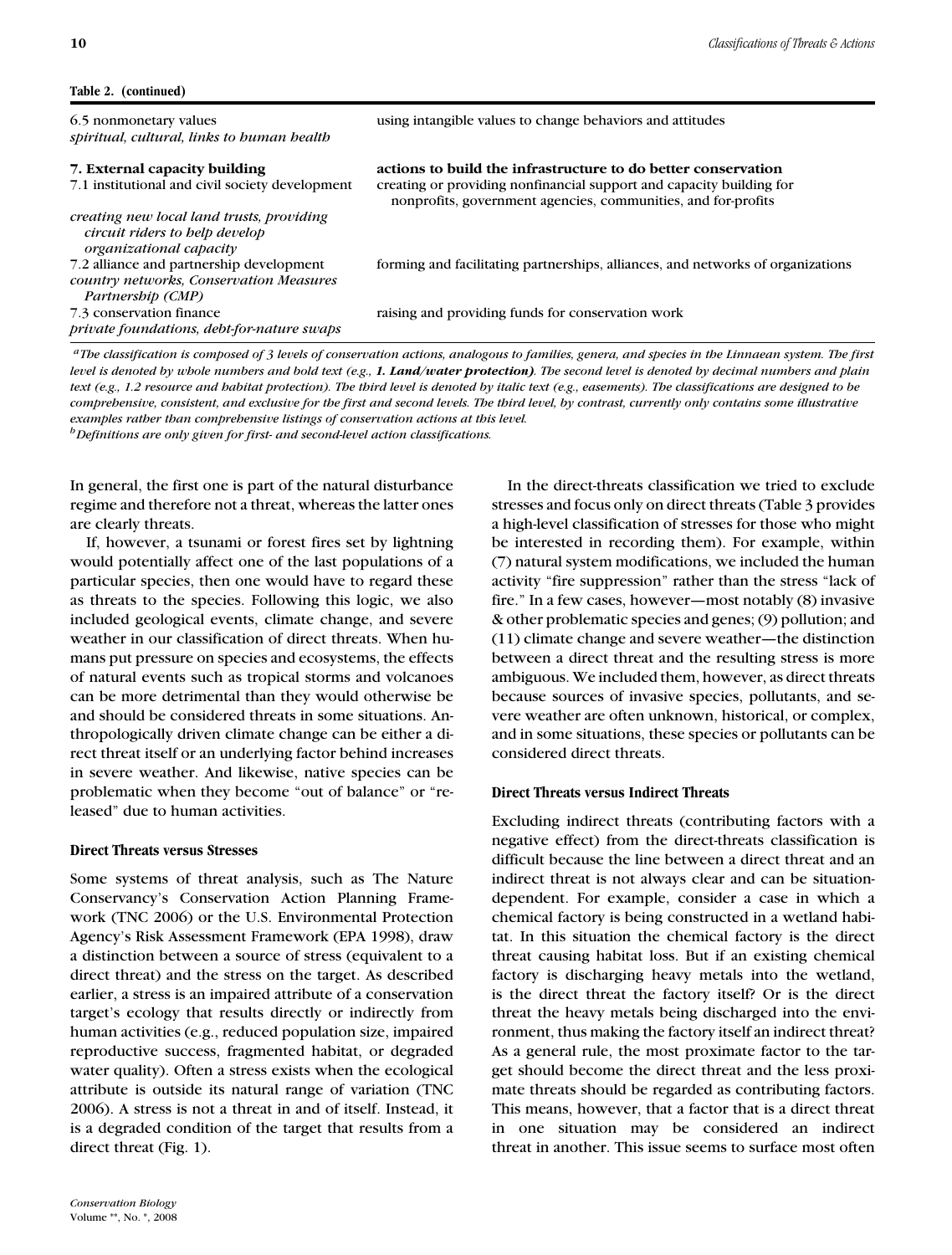**Table 2. (continued)**

| | |
|---|---|
| 6.5 nonmonetary values | using intangible values to change behaviors and attitudes |
| *spiritual, cultural, links to human health* | |
| **7. External capacity building** | **actions to build the infrastructure to do better conservation** |
| 7.1 institutional and civil society development | creating or providing nonfinancial support and capacity building for nonprofits, government agencies, communities, and for-profits |
| *creating new local land trusts, providing circuit riders to help develop organizational capacity* | |
| 7.2 alliance and partnership development | forming and facilitating partnerships, alliances, and networks of organizations |
| *country networks, Conservation Measures Partnership (CMP)* | |
| 7.3 conservation finance | raising and providing funds for conservation work |
| *private foundations, debt-for-nature swaps* | |

[a]*The classification is composed of 3 levels of conservation actions, analogous to families, genera, and species in the Linnaean system. The first level is denoted by whole numbers and bold text (e.g.,* ***1. Land/water protection****). The second level is denoted by decimal numbers and plain text (e.g., 1.2 resource and habitat protection). The third level is denoted by italic text (e.g., easements). The classifications are designed to be comprehensive, consistent, and exclusive for the first and second levels. The third level, by contrast, currently only contains some illustrative examples rather than comprehensive listings of conservation actions at this level.*

[b]*Definitions are only given for first- and second-level action classifications.*

In general, the first one is part of the natural disturbance regime and therefore not a threat, whereas the latter ones are clearly threats.

If, however, a tsunami or forest fires set by lightning would potentially affect one of the last populations of a particular species, then one would have to regard these as threats to the species. Following this logic, we also included geological events, climate change, and severe weather in our classification of direct threats. When humans put pressure on species and ecosystems, the effects of natural events such as tropical storms and volcanoes can be more detrimental than they would otherwise be and should be considered threats in some situations. Anthropologically driven climate change can be either a direct threat itself or an underlying factor behind increases in severe weather. And likewise, native species can be problematic when they become "out of balance" or "released" due to human activities.

### Direct Threats versus Stresses

Some systems of threat analysis, such as The Nature Conservancy's Conservation Action Planning Framework (TNC 2006) or the U.S. Environmental Protection Agency's Risk Assessment Framework (EPA 1998), draw a distinction between a source of stress (equivalent to a direct threat) and the stress on the target. As described earlier, a stress is an impaired attribute of a conservation target's ecology that results directly or indirectly from human activities (e.g., reduced population size, impaired reproductive success, fragmented habitat, or degraded water quality). Often a stress exists when the ecological attribute is outside its natural range of variation (TNC 2006). A stress is not a threat in and of itself. Instead, it is a degraded condition of the target that results from a direct threat (Fig. 1).

In the direct-threats classification we tried to exclude stresses and focus only on direct threats (Table 3 provides a high-level classification of stresses for those who might be interested in recording them). For example, within (7) natural system modifications, we included the human activity "fire suppression" rather than the stress "lack of fire." In a few cases, however—most notably (8) invasive & other problematic species and genes; (9) pollution; and (11) climate change and severe weather—the distinction between a direct threat and the resulting stress is more ambiguous. We included them, however, as direct threats because sources of invasive species, pollutants, and severe weather are often unknown, historical, or complex, and in some situations, these species or pollutants can be considered direct threats.

### Direct Threats versus Indirect Threats

Excluding indirect threats (contributing factors with a negative effect) from the direct-threats classification is difficult because the line between a direct threat and an indirect threat is not always clear and can be situation-dependent. For example, consider a case in which a chemical factory is being constructed in a wetland habitat. In this situation the chemical factory is the direct threat causing habitat loss. But if an existing chemical factory is discharging heavy metals into the wetland, is the direct threat the factory itself? Or is the direct threat the heavy metals being discharged into the environment, thus making the factory itself an indirect threat? As a general rule, the most proximate factor to the target should become the direct threat and the less proximate threats should be regarded as contributing factors. This means, however, that a factor that is a direct threat in one situation may be considered an indirect threat in another. This issue seems to surface most often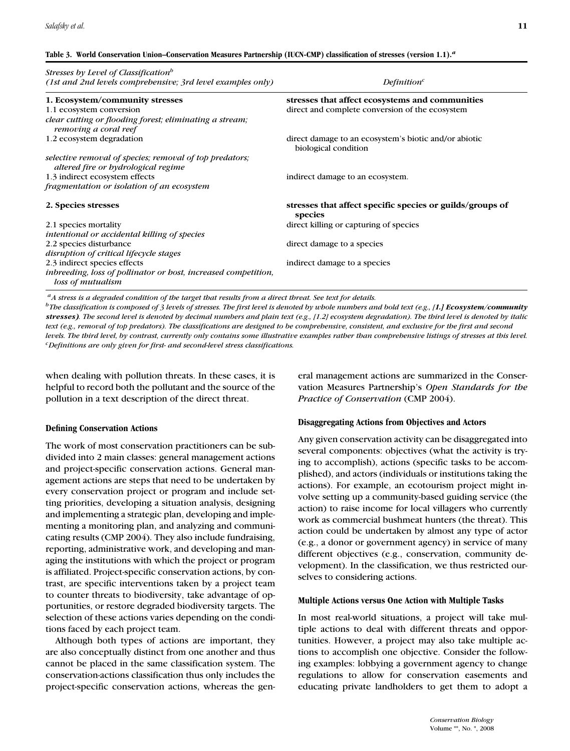**Table 3. World Conservation Union–Conservation Measures Partnership (IUCN-CMP) classification of stresses (version 1.1).[a]**

| *Stresses by Level of Classification[b] (1st and 2nd levels comprehensive; 3rd level examples only)* | *Definition[c]* |
|---|---|
| **1. Ecosystem/community stresses** | **stresses that affect ecosystems and communities** |
| 1.1 ecosystem conversion | direct and complete conversion of the ecosystem |
| *clear cutting or flooding forest; eliminating a stream; removing a coral reef* | |
| 1.2 ecosystem degradation | direct damage to an ecosystem's biotic and/or abiotic biological condition |
| *selective removal of species; removal of top predators; altered fire or hydrological regime* | |
| 1.3 indirect ecosystem effects | indirect damage to an ecosystem. |
| *fragmentation or isolation of an ecosystem* | |
| **2. Species stresses** | **stresses that affect specific species or guilds/groups of species** |
| 2.1 species mortality | direct killing or capturing of species |
| *intentional or accidental killing of species* | |
| 2.2 species disturbance | direct damage to a species |
| *disruption of critical lifecycle stages* | |
| 2.3 indirect species effects | indirect damage to a species |
| *inbreeding, loss of pollinator or host, increased competition, loss of mutualism* | |

*[a]A stress is a degraded condition of the target that results from a direct threat. See text for details.*
*[b]The classification is composed of 3 levels of stresses. The first level is denoted by whole numbers and bold text (e.g., **[1.] Ecosystem/community stresses**). The second level is denoted by decimal numbers and plain text (e.g., [1.2] ecosystem degradation). The third level is denoted by italic text (e.g., removal of top predators). The classifications are designed to be comprehensive, consistent, and exclusive for the first and second levels. The third level, by contrast, currently only contains some illustrative examples rather than comprehensive listings of stresses at this level.*
*[c]Definitions are only given for first- and second-level stress classifications.*

when dealing with pollution threats. In these cases, it is helpful to record both the pollutant and the source of the pollution in a text description of the direct threat.

### Defining Conservation Actions

The work of most conservation practitioners can be subdivided into 2 main classes: general management actions and project-specific conservation actions. General management actions are steps that need to be undertaken by every conservation project or program and include setting priorities, developing a situation analysis, designing and implementing a strategic plan, developing and implementing a monitoring plan, and analyzing and communicating results (CMP 2004). They also include fundraising, reporting, administrative work, and developing and managing the institutions with which the project or program is affiliated. Project-specific conservation actions, by contrast, are specific interventions taken by a project team to counter threats to biodiversity, take advantage of opportunities, or restore degraded biodiversity targets. The selection of these actions varies depending on the conditions faced by each project team.

Although both types of actions are important, they are also conceptually distinct from one another and thus cannot be placed in the same classification system. The conservation-actions classification thus only includes the project-specific conservation actions, whereas the general management actions are summarized in the Conservation Measures Partnership's *Open Standards for the Practice of Conservation* (CMP 2004).

### Disaggregating Actions from Objectives and Actors

Any given conservation activity can be disaggregated into several components: objectives (what the activity is trying to accomplish), actions (specific tasks to be accomplished), and actors (individuals or institutions taking the actions). For example, an ecotourism project might involve setting up a community-based guiding service (the action) to raise income for local villagers who currently work as commercial bushmeat hunters (the threat). This action could be undertaken by almost any type of actor (e.g., a donor or government agency) in service of many different objectives (e.g., conservation, community development). In the classification, we thus restricted ourselves to considering actions.

### Multiple Actions versus One Action with Multiple Tasks

In most real-world situations, a project will take multiple actions to deal with different threats and opportunities. However, a project may also take multiple actions to accomplish one objective. Consider the following examples: lobbying a government agency to change regulations to allow for conservation easements and educating private landholders to get them to adopt a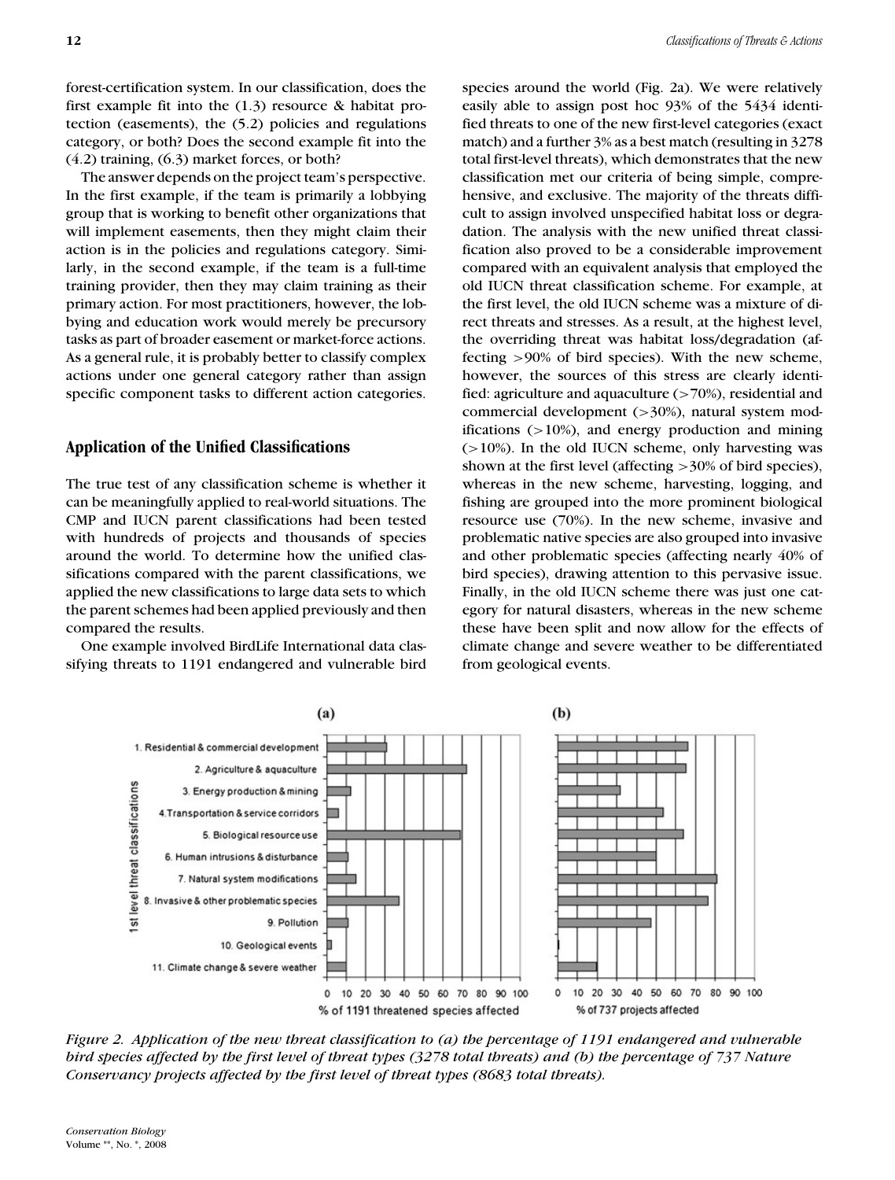forest-certification system. In our classification, does the first example fit into the (1.3) resource & habitat protection (easements), the (5.2) policies and regulations category, or both? Does the second example fit into the (4.2) training, (6.3) market forces, or both?

The answer depends on the project team's perspective. In the first example, if the team is primarily a lobbying group that is working to benefit other organizations that will implement easements, then they might claim their action is in the policies and regulations category. Similarly, in the second example, if the team is a full-time training provider, then they may claim training as their primary action. For most practitioners, however, the lobbying and education work would merely be precursory tasks as part of broader easement or market-force actions. As a general rule, it is probably better to classify complex actions under one general category rather than assign specific component tasks to different action categories.

## Application of the Unified Classifications

The true test of any classification scheme is whether it can be meaningfully applied to real-world situations. The CMP and IUCN parent classifications had been tested with hundreds of projects and thousands of species around the world. To determine how the unified classifications compared with the parent classifications, we applied the new classifications to large data sets to which the parent schemes had been applied previously and then compared the results.

One example involved BirdLife International data classifying threats to 1191 endangered and vulnerable bird species around the world (Fig. 2a). We were relatively easily able to assign post hoc 93% of the 5434 identified threats to one of the new first-level categories (exact match) and a further 3% as a best match (resulting in 3278 total first-level threats), which demonstrates that the new classification met our criteria of being simple, comprehensive, and exclusive. The majority of the threats difficult to assign involved unspecified habitat loss or degradation. The analysis with the new unified threat classification also proved to be a considerable improvement compared with an equivalent analysis that employed the old IUCN threat classification scheme. For example, at the first level, the old IUCN scheme was a mixture of direct threats and stresses. As a result, at the highest level, the overriding threat was habitat loss/degradation (affecting >90% of bird species). With the new scheme, however, the sources of this stress are clearly identified: agriculture and aquaculture (>70%), residential and commercial development (>30%), natural system modifications (>10%), and energy production and mining (>10%). In the old IUCN scheme, only harvesting was shown at the first level (affecting >30% of bird species), whereas in the new scheme, harvesting, logging, and fishing are grouped into the more prominent biological resource use (70%). In the new scheme, invasive and problematic native species are also grouped into invasive and other problematic species (affecting nearly 40% of bird species), drawing attention to this pervasive issue. Finally, in the old IUCN scheme there was just one category for natural disasters, whereas in the new scheme these have been split and now allow for the effects of climate change and severe weather to be differentiated from geological events.

*Figure 2. Application of the new threat classification to (a) the percentage of 1191 endangered and vulnerable bird species affected by the first level of threat types (3278 total threats) and (b) the percentage of 737 Nature Conservancy projects affected by the first level of threat types (8683 total threats).*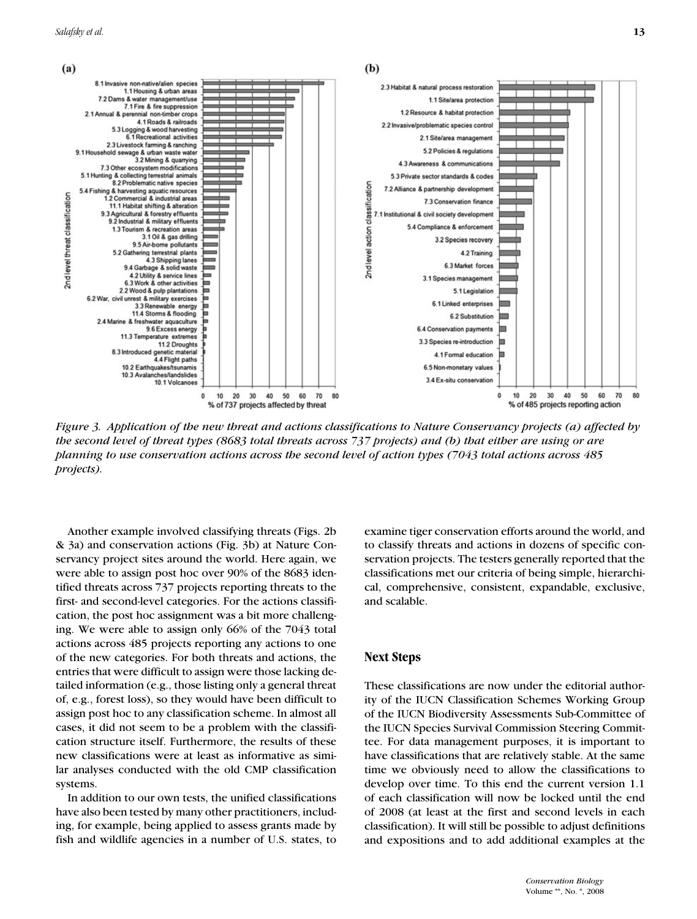Figure 3. Application of the new threat and actions classifications to Nature Conservancy projects (a) affected by the second level of threat types (8683 total threats across 737 projects) and (b) that either are using or are planning to use conservation actions across the second level of action types (7043 total actions across 485 projects).

Another example involved classifying threats (Figs. 2b & 3a) and conservation actions (Fig. 3b) at Nature Conservancy project sites around the world. Here again, we were able to assign post hoc over 90% of the 8683 identified threats across 737 projects reporting threats to the first- and second-level categories. For the actions classification, the post hoc assignment was a bit more challenging. We were able to assign only 66% of the 7043 total actions across 485 projects reporting any actions to one of the new categories. For both threats and actions, the entries that were difficult to assign were those lacking detailed information (e.g., those listing only a general threat of, e.g., forest loss), so they would have been difficult to assign post hoc to any classification scheme. In almost all cases, it did not seem to be a problem with the classification structure itself. Furthermore, the results of these new classifications were at least as informative as similar analyses conducted with the old CMP classification systems.

In addition to our own tests, the unified classifications have also been tested by many other practitioners, including, for example, being applied to assess grants made by fish and wildlife agencies in a number of U.S. states, to examine tiger conservation efforts around the world, and to classify threats and actions in dozens of specific conservation projects. The testers generally reported that the classifications met our criteria of being simple, hierarchical, comprehensive, consistent, expandable, exclusive, and scalable.

## Next Steps

These classifications are now under the editorial authority of the IUCN Classification Schemes Working Group of the IUCN Biodiversity Assessments Sub-Committee of the IUCN Species Survival Commission Steering Committee. For data management purposes, it is important to have classifications that are relatively stable. At the same time we obviously need to allow the classifications to develop over time. To this end the current version 1.1 of each classification will now be locked until the end of 2008 (at least at the first and second levels in each classification). It will still be possible to adjust definitions and expositions and to add additional examples at the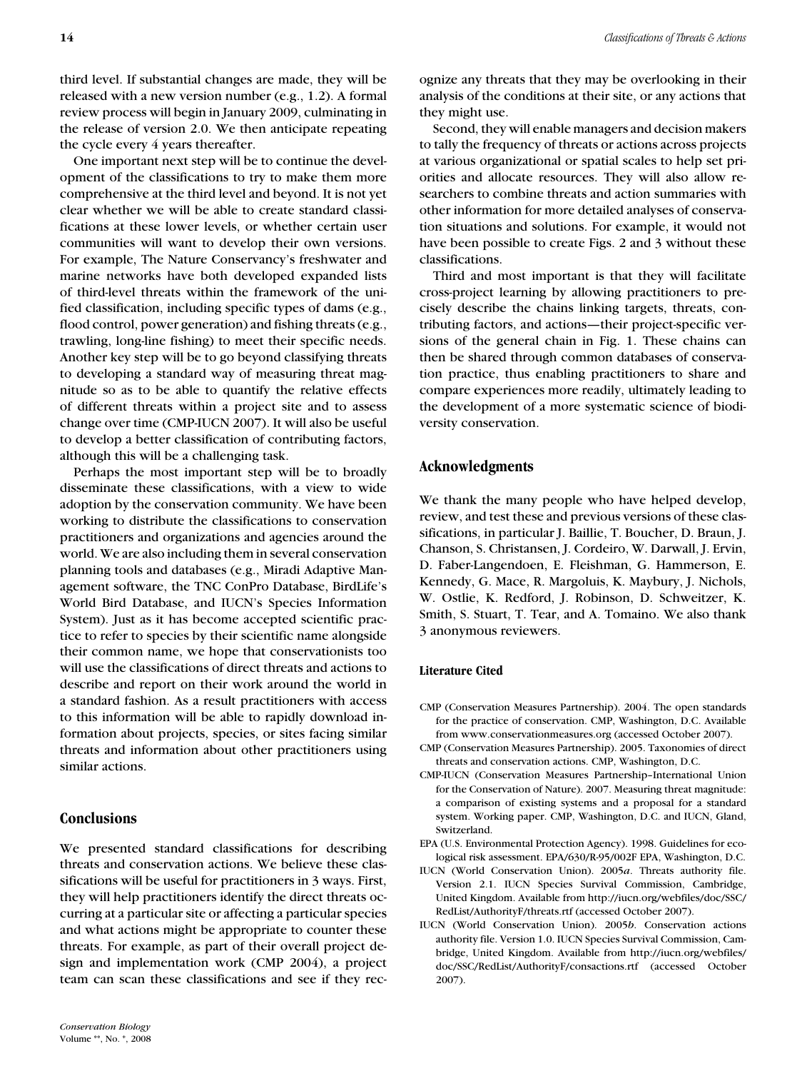third level. If substantial changes are made, they will be released with a new version number (e.g., 1.2). A formal review process will begin in January 2009, culminating in the release of version 2.0. We then anticipate repeating the cycle every 4 years thereafter.

One important next step will be to continue the development of the classifications to try to make them more comprehensive at the third level and beyond. It is not yet clear whether we will be able to create standard classifications at these lower levels, or whether certain user communities will want to develop their own versions. For example, The Nature Conservancy's freshwater and marine networks have both developed expanded lists of third-level threats within the framework of the unified classification, including specific types of dams (e.g., flood control, power generation) and fishing threats (e.g., trawling, long-line fishing) to meet their specific needs. Another key step will be to go beyond classifying threats to developing a standard way of measuring threat magnitude so as to be able to quantify the relative effects of different threats within a project site and to assess change over time (CMP-IUCN 2007). It will also be useful to develop a better classification of contributing factors, although this will be a challenging task.

Perhaps the most important step will be to broadly disseminate these classifications, with a view to wide adoption by the conservation community. We have been working to distribute the classifications to conservation practitioners and organizations and agencies around the world. We are also including them in several conservation planning tools and databases (e.g., Miradi Adaptive Management software, the TNC ConPro Database, BirdLife's World Bird Database, and IUCN's Species Information System). Just as it has become accepted scientific practice to refer to species by their scientific name alongside their common name, we hope that conservationists too will use the classifications of direct threats and actions to describe and report on their work around the world in a standard fashion. As a result practitioners with access to this information will be able to rapidly download information about projects, species, or sites facing similar threats and information about other practitioners using similar actions.

## Conclusions

We presented standard classifications for describing threats and conservation actions. We believe these classifications will be useful for practitioners in 3 ways. First, they will help practitioners identify the direct threats occurring at a particular site or affecting a particular species and what actions might be appropriate to counter these threats. For example, as part of their overall project design and implementation work (CMP 2004), a project team can scan these classifications and see if they recognize any threats that they may be overlooking in their analysis of the conditions at their site, or any actions that they might use.

Second, they will enable managers and decision makers to tally the frequency of threats or actions across projects at various organizational or spatial scales to help set priorities and allocate resources. They will also allow researchers to combine threats and action summaries with other information for more detailed analyses of conservation situations and solutions. For example, it would not have been possible to create Figs. 2 and 3 without these classifications.

Third and most important is that they will facilitate cross-project learning by allowing practitioners to precisely describe the chains linking targets, threats, contributing factors, and actions—their project-specific versions of the general chain in Fig. 1. These chains can then be shared through common databases of conservation practice, thus enabling practitioners to share and compare experiences more readily, ultimately leading to the development of a more systematic science of biodiversity conservation.

## Acknowledgments

We thank the many people who have helped develop, review, and test these and previous versions of these classifications, in particular J. Baillie, T. Boucher, D. Braun, J. Chanson, S. Christansen, J. Cordeiro, W. Darwall, J. Ervin, D. Faber-Langendoen, E. Fleishman, G. Hammerson, E. Kennedy, G. Mace, R. Margoluis, K. Maybury, J. Nichols, W. Ostlie, K. Redford, J. Robinson, D. Schweitzer, K. Smith, S. Stuart, T. Tear, and A. Tomaino. We also thank 3 anonymous reviewers.

### Literature Cited

- CMP (Conservation Measures Partnership). 2004. The open standards for the practice of conservation. CMP, Washington, D.C. Available from www.conservationmeasures.org (accessed October 2007).
- CMP (Conservation Measures Partnership). 2005. Taxonomies of direct threats and conservation actions. CMP, Washington, D.C.
- CMP-IUCN (Conservation Measures Partnership–International Union for the Conservation of Nature). 2007. Measuring threat magnitude: a comparison of existing systems and a proposal for a standard system. Working paper. CMP, Washington, D.C. and IUCN, Gland, Switzerland.
- EPA (U.S. Environmental Protection Agency). 1998. Guidelines for ecological risk assessment. EPA/630/R-95/002F EPA, Washington, D.C.
- IUCN (World Conservation Union). 2005*a*. Threats authority file. Version 2.1. IUCN Species Survival Commission, Cambridge, United Kingdom. Available from http://iucn.org/webfiles/doc/SSC/RedList/AuthorityF/threats.rtf (accessed October 2007).
- IUCN (World Conservation Union). 2005*b*. Conservation actions authority file. Version 1.0. IUCN Species Survival Commission, Cambridge, United Kingdom. Available from http://iucn.org/webfiles/doc/SSC/RedList/AuthorityF/consactions.rtf (accessed October 2007).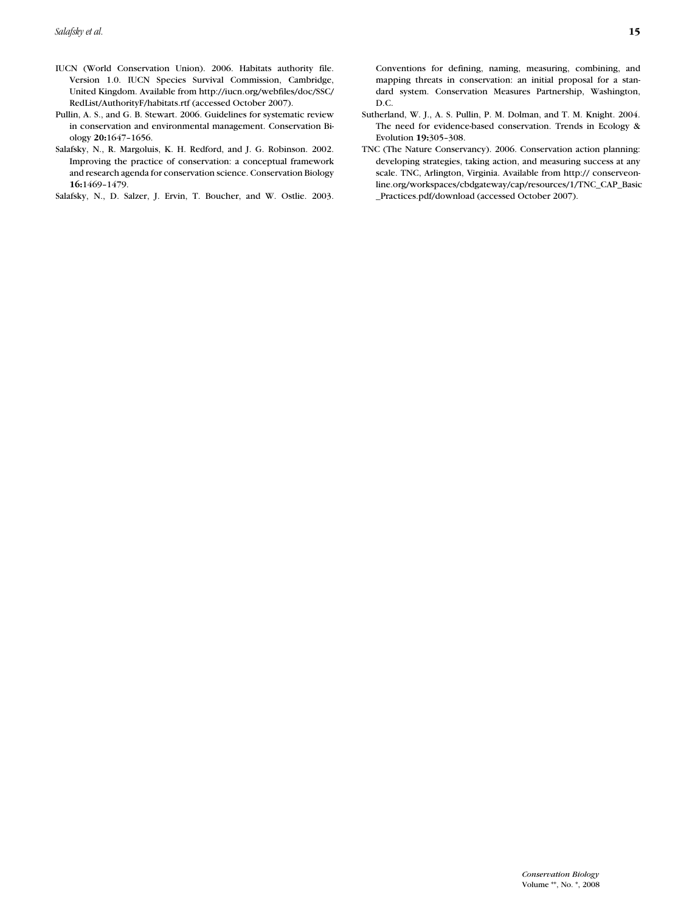IUCN (World Conservation Union). 2006. Habitats authority file. Version 1.0. IUCN Species Survival Commission, Cambridge, United Kingdom. Available from http://iucn.org/webfiles/doc/SSC/RedList/AuthorityF/habitats.rtf (accessed October 2007).

Pullin, A. S., and G. B. Stewart. 2006. Guidelines for systematic review in conservation and environmental management. Conservation Biology **20:**1647–1656.

Salafsky, N., R. Margoluis, K. H. Redford, and J. G. Robinson. 2002. Improving the practice of conservation: a conceptual framework and research agenda for conservation science. Conservation Biology **16:**1469–1479.

Salafsky, N., D. Salzer, J. Ervin, T. Boucher, and W. Ostlie. 2003. Conventions for defining, naming, measuring, combining, and mapping threats in conservation: an initial proposal for a standard system. Conservation Measures Partnership, Washington, D.C.

Sutherland, W. J., A. S. Pullin, P. M. Dolman, and T. M. Knight. 2004. The need for evidence-based conservation. Trends in Ecology & Evolution **19:**305–308.

TNC (The Nature Conservancy). 2006. Conservation action planning: developing strategies, taking action, and measuring success at any scale. TNC, Arlington, Virginia. Available from http:// conserveonline.org/workspaces/cbdgateway/cap/resources/1/TNC_CAP_Basic_Practices.pdf/download (accessed October 2007).